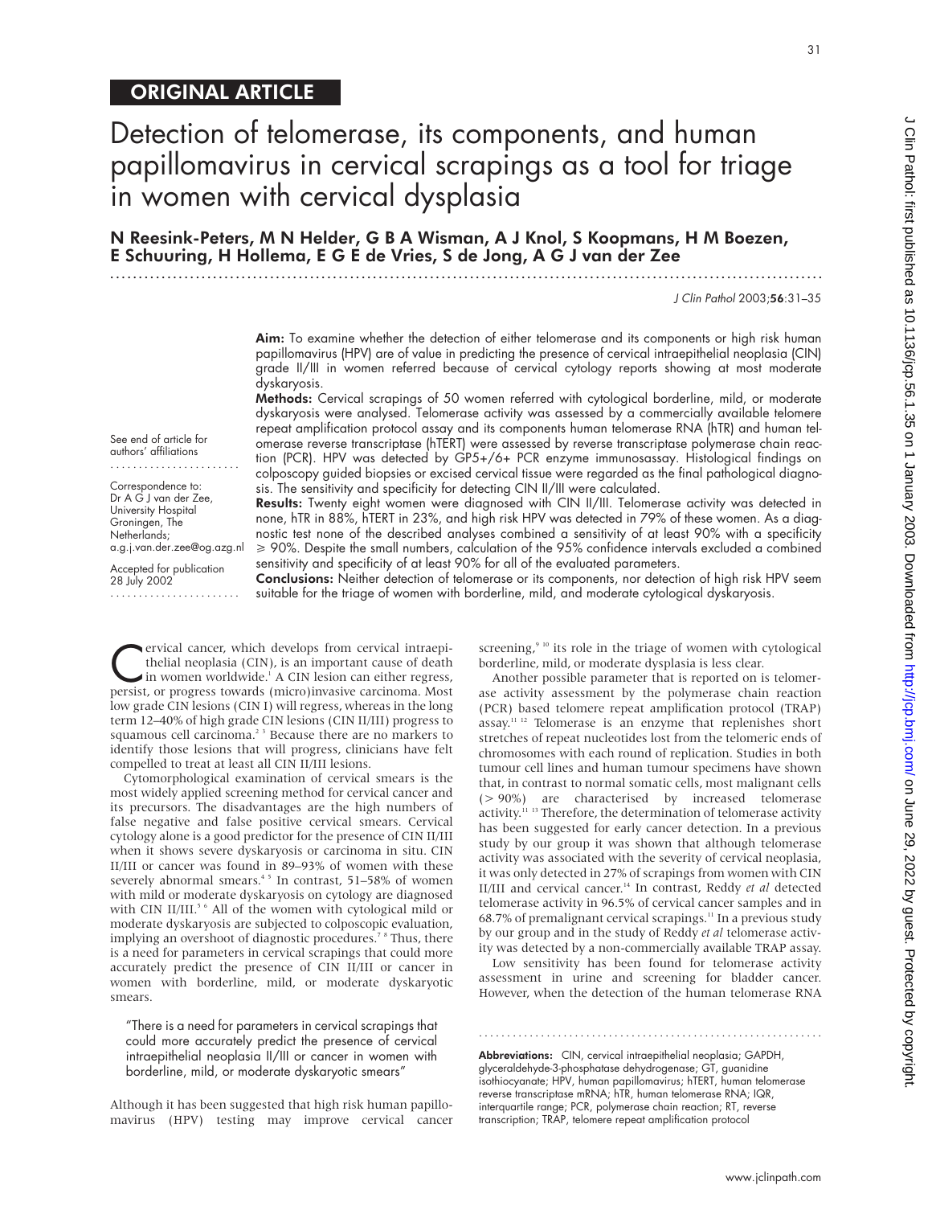ORIGINAL ARTICLE

# Detection of telomerase, its components, and human papillomavirus in cervical scrapings as a tool for triage in women with cervical dysplasia

**N Reesink-Peters, M N Helder, G B A Wisman, A J Knol, S Koopmans, H M Boezen, E Schuuring, H Hollema, E G E de Vries, S de Jong, A G J van der Zee**

See end of article for authors' affiliations

Correspondence to: Dr A G J van der Zee, University Hospital Groningen, The Netherlands; a.g.j.van.der.zee@og.azg.nl

Accepted for publication 28 July 2002

**Aim:** To examine whether the detection of either telomerase and its components or high risk human papillomavirus (HPV) are of value in predicting the presence of cervical intraepithelial neoplasia (CIN) grade II/III in women referred because of cervical cytology reports showing at most moderate dyskaryosis.

**Methods:** Cervical scrapings of 50 women referred with cytological borderline, mild, or moderate dyskaryosis were analysed. Telomerase activity was assessed by a commercially available telomere repeat amplification protocol assay and its components human telomerase RNA (hTR) and human telomerase reverse transcriptase (hTERT) were assessed by reverse transcriptase polymerase chain reaction (PCR). HPV was detected by GP5+/6+ PCR enzyme immunosassay. Histological findings on colposcopy guided biopsies or excised cervical tissue were regarded as the final pathological diagnosis. The sensitivity and specificity for detecting CIN II/III were calculated.

**Results:** Twenty eight women were diagnosed with CIN II/III. Telomerase activity was detected in none, hTR in 88%, hTERT in 23%, and high risk HPV was detected in 79% of these women. As a diagnostic test none of the described analyses combined a sensitivity of at least 90% with a specificity ⩾ 90%. Despite the small numbers, calculation of the 95% confidence intervals excluded a combined sensitivity and specificity of at least 90% for all of the evaluated parameters.

**Conclusions:** Neither detection of telomerase or its components, nor detection of high risk HPV seem suitable for the triage of women with borderline, mild, and moderate cytological dyskaryosis.

Cervical cancer, which develops from cervical intraepithelial neoplasia (CIN), is an important cause of death in women worldwide.[1] A CIN lesion can either regress, persist, or progress towards (micro)invasive carcinoma. Most low grade CIN lesions (CIN I) will regress, whereas in the long term 12–40% of high grade CIN lesions (CIN II/III) progress to squamous cell carcinoma.[2,3] Because there are no markers to identify those lesions that will progress, clinicians have felt compelled to treat at least all CIN II/III lesions.

Cytomorphological examination of cervical smears is the most widely applied screening method for cervical cancer and its precursors. The disadvantages are the high numbers of false negative and false positive cervical smears. Cervical cytology alone is a good predictor for the presence of CIN II/III when it shows severe dyskaryosis or carcinoma in situ. CIN II/III or cancer was found in 89–93% of women with these severely abnormal smears.[4,5] In contrast, 51–58% of women with mild or moderate dyskaryosis on cytology are diagnosed with CIN II/III.[5,6] All of the women with cytological mild or moderate dyskaryosis are subjected to colposcopic evaluation, implying an overshoot of diagnostic procedures.[7,8] Thus, there is a need for parameters in cervical scrapings that could more accurately predict the presence of CIN II/III or cancer in women with borderline, mild, or moderate dyskaryotic smears.

> "There is a need for parameters in cervical scrapings that could more accurately predict the presence of cervical intraepithelial neoplasia II/III or cancer in women with borderline, mild, or moderate dyskaryotic smears"

Although it has been suggested that high risk human papillomavirus (HPV) testing may improve cervical cancer screening,[9,10] its role in the triage of women with cytological borderline, mild, or moderate dysplasia is less clear.

Another possible parameter that is reported on is telomerase activity assessment by the polymerase chain reaction (PCR) based telomere repeat amplification protocol (TRAP) assay.[11,12] Telomerase is an enzyme that replenishes short stretches of repeat nucleotides lost from the telomeric ends of chromosomes with each round of replication. Studies in both tumour cell lines and human tumour specimens have shown that, in contrast to normal somatic cells, most malignant cells (> 90%) are characterised by increased telomerase activity.[11,13] Therefore, the determination of telomerase activity has been suggested for early cancer detection. In a previous study by our group it was shown that although telomerase activity was associated with the severity of cervical neoplasia, it was only detected in 27% of scrapings from women with CIN II/III and cervical cancer.[14] In contrast, Reddy *et al* detected telomerase activity in 96.5% of cervical cancer samples and in 68.7% of premalignant cervical scrapings.[11] In a previous study by our group and in the study of Reddy *et al* telomerase activity was detected by a non-commercially available TRAP assay.

Low sensitivity has been found for telomerase activity assessment in urine and screening for bladder cancer. However, when the detection of the human telomerase RNA

**Abbreviations:** CIN, cervical intraepithelial neoplasia; GAPDH, glyceraldehyde-3-phosphatase dehydrogenase; GT, guanidine isothiocyanate; HPV, human papillomavirus; hTERT, human telomerase reverse transcriptase mRNA; hTR, human telomerase RNA; IQR, interquartile range; PCR, polymerase chain reaction; RT, reverse transcription; TRAP, telomere repeat amplification protocol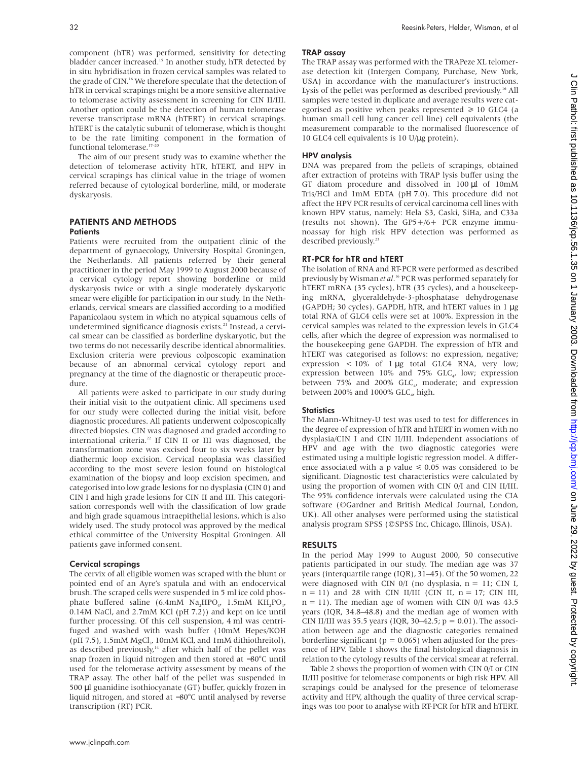component (hTR) was performed, sensitivity for detecting bladder cancer increased.[15] In another study, hTR detected by in situ hybridisation in frozen cervical samples was related to the grade of CIN.[16] We therefore speculate that the detection of hTR in cervical scrapings might be a more sensitive alternative to telomerase activity assessment in screening for CIN II/III. Another option could be the detection of human telomerase reverse transcriptase mRNA (hTERT) in cervical scrapings. hTERT is the catalytic subunit of telomerase, which is thought to be the rate limiting component in the formation of functional telomerase.[17–20]

The aim of our present study was to examine whether the detection of telomerase activity hTR, hTERT, and HPV in cervical scrapings has clinical value in the triage of women referred because of cytological borderline, mild, or moderate dyskaryosis.

## PATIENTS AND METHODS

### Patients

Patients were recruited from the outpatient clinic of the department of gynaecology, University Hospital Groningen, the Netherlands. All patients referred by their general practitioner in the period May 1999 to August 2000 because of a cervical cytology report showing borderline or mild dyskaryosis twice or with a single moderately dyskaryotic smear were eligible for participation in our study. In the Netherlands, cervical smears are classified according to a modified Papanicolaou system in which no atypical squamous cells of undetermined significance diagnosis exists.[21] Instead, a cervical smear can be classified as borderline dyskaryotic, but the two terms do not necessarily describe identical abnormalities. Exclusion criteria were previous colposcopic examination because of an abnormal cervical cytology report and pregnancy at the time of the diagnostic or therapeutic procedure.

All patients were asked to participate in our study during their initial visit to the outpatient clinic. All specimens used for our study were collected during the initial visit, before diagnostic procedures. All patients underwent colposcopically directed biopsies. CIN was diagnosed and graded according to international criteria.[22] If CIN II or III was diagnosed, the transformation zone was excised four to six weeks later by diathermic loop excision. Cervical neoplasia was classified according to the most severe lesion found on histological examination of the biopsy and loop excision specimen, and categorised into low grade lesions for no dysplasia (CIN 0) and CIN I and high grade lesions for CIN II and III. This categorisation corresponds well with the classification of low grade and high grade squamous intraepithelial lesions, which is also widely used. The study protocol was approved by the medical ethical committee of the University Hospital Groningen. All patients gave informed consent.

### Cervical scrapings

The cervix of all eligible women was scraped with the blunt or pointed end of an Ayre's spatula and with an endocervical brush. The scraped cells were suspended in 5 ml ice cold phosphate buffered saline (6.4mM $Na_2HPO_4$, 1.5mM $KH_2PO_4$, 0.14M NaCl, and 2.7mM KCl (pH 7.2)) and kept on ice until further processing. Of this cell suspension, 4 ml was centrifuged and washed with wash buffer (10mM Hepes/KOH (pH 7.5), 1.5mM $MgCl_2$, 10mM KCl, and 1mM dithiothreitol), as described previously,[14] after which half of the pellet was snap frozen in liquid nitrogen and then stored at −80°C until used for the telomerase activity assessment by means of the TRAP assay. The other half of the pellet was suspended in 500 µl guanidine isothiocyanate (GT) buffer, quickly frozen in liquid nitrogen, and stored at −80°C until analysed by reverse transcription (RT) PCR.

### TRAP assay

The TRAP assay was performed with the TRAPeze XL telomerase detection kit (Intergen Company, Purchase, New York, USA) in accordance with the manufacturer's instructions. Lysis of the pellet was performed as described previously.[16] All samples were tested in duplicate and average results were categorised as positive when peaks represented ≥ 10 GLC4 (a human small cell lung cancer cell line) cell equivalents (the measurement comparable to the normalised fluorescence of 10 GLC4 cell equivalents is 10 U/µg protein).

### HPV analysis

DNA was prepared from the pellets of scrapings, obtained after extraction of proteins with TRAP lysis buffer using the GT diatom procedure and dissolved in 100 µl of 10mM Tris/HCl and 1mM EDTA (pH 7.0). This procedure did not affect the HPV PCR results of cervical carcinoma cell lines with known HPV status, namely: Hela S3, Caski, SiHa, and C33a (results not shown). The GP5+/6+ PCR enzyme immunoassay for high risk HPV detection was performed as described previously.[23]

### RT-PCR for hTR and hTERT

The isolation of RNA and RT-PCR were performed as described previously by Wisman *et al*.[16] PCR was performed separately for hTERT mRNA (35 cycles), hTR (35 cycles), and a housekeeping mRNA, glyceraldehyde-3-phosphatase dehydrogenase (GAPDH; 30 cycles). GAPDH, hTR, and hTERT values in 1 µg total RNA of GLC4 cells were set at 100%. Expression in the cervical samples was related to the expression levels in GLC4 cells, after which the degree of expression was normalised to the housekeeping gene GAPDH. The expression of hTR and hTERT was categorised as follows: no expression, negative; expression < 10% of 1 µg total GLC4 RNA, very low; expression between 10% and 75% $GLC_4$, low; expression between 75% and 200% $GLC_4$, moderate; and expression between 200% and 1000% $GLC_4$, high.

### Statistics

The Mann-Whitney-U test was used to test for differences in the degree of expression of hTR and hTERT in women with no dysplasia/CIN I and CIN II/III. Independent associations of HPV and age with the two diagnostic categories were estimated using a multiple logistic regression model. A difference associated with a p value ≤ 0.05 was considered to be significant. Diagnostic test characteristics were calculated by using the proportion of women with CIN 0/I and CIN II/III. The 95% confidence intervals were calculated using the CIA software (©Gardner and British Medical Journal, London, UK). All other analyses were performed using the statistical analysis program SPSS (©SPSS Inc, Chicago, Illinois, USA).

## RESULTS

In the period May 1999 to August 2000, 50 consecutive patients participated in our study. The median age was 37 years (interquartile range (IQR), 31–45). Of the 50 women, 22 were diagnosed with CIN 0/I (no dysplasia, n = 11; CIN I, n = 11) and 28 with CIN II/III (CIN II, n = 17; CIN III, n = 11). The median age of women with CIN 0/I was 43.5 years (IQR, 34.8–48.8) and the median age of women with CIN II/III was 35.5 years (IQR, 30–42.5; p = 0.01). The association between age and the diagnostic categories remained borderline significant (p = 0.065) when adjusted for the presence of HPV. Table 1 shows the final histological diagnosis in relation to the cytology results of the cervical smear at referral.

Table 2 shows the proportion of women with CIN 0/I or CIN II/III positive for telomerase components or high risk HPV. All scrapings could be analysed for the presence of telomerase activity and HPV, although the quality of three cervical scrapings was too poor to analyse with RT-PCR for hTR and hTERT.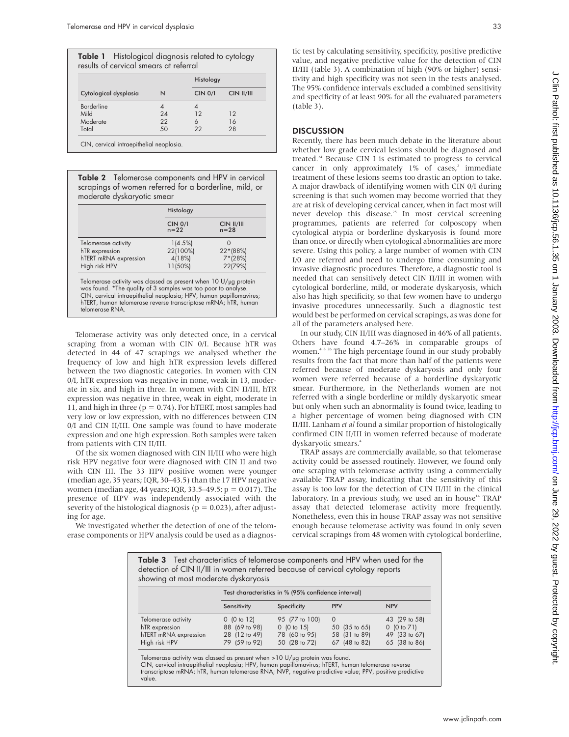**Table 1** Histological diagnosis related to cytology results of cervical smears at referral

| | | Histology | |
|---|---|---|---|
| Cytological dysplasia | N | CIN 0/I | CIN II/III |
| Borderline | 4 | 4 | |
| Mild | 24 | 12 | 12 |
| Moderate | 22 | 6 | 16 |
| Total | 50 | 22 | 28 |

CIN, cervical intraepithelial neoplasia.

**Table 2** Telomerase components and HPV in cervical scrapings of women referred for a borderline, mild, or moderate dyskaryotic smear

| | Histology | |
|---|---|---|
| | CIN 0/I n=22 | CIN II/III n=28 |
| Telomerase activity | 1(4.5%) | 0 |
| hTR expression | 22(100%) | 22*(88%) |
| hTERT mRNA expression | 4(18%) | 7*(28%) |
| High risk HPV | 11(50%) | 22(79%) |

Telomerase activity was classed as present when 10 U/µg protein was found. *The quality of 3 samples was too poor to analyse.
CIN, cervical intraepithelial neoplasia; HPV, human papillomavirus; hTERT, human telomerase reverse transcriptase mRNA; hTR, human telomerase RNA.

Telomerase activity was only detected once, in a cervical scraping from a woman with CIN 0/I. Because hTR was detected in 44 of 47 scrapings we analysed whether the frequency of low and high hTR expression levels differed between the two diagnostic categories. In women with CIN 0/I, hTR expression was negative in none, weak in 13, moderate in six, and high in three. In women with CIN II/III, hTR expression was negative in three, weak in eight, moderate in 11, and high in three ($p = 0.74$). For hTERT, most samples had very low or low expression, with no differences between CIN 0/I and CIN II/III. One sample was found to have moderate expression and one high expression. Both samples were taken from patients with CIN II/III.

Of the six women diagnosed with CIN II/III who were high risk HPV negative four were diagnosed with CIN II and two with CIN III. The 33 HPV positive women were younger (median age, 35 years; IQR, 30–43.5) than the 17 HPV negative women (median age, 44 years; IQR, 33.5–49.5; $p = 0.017$). The presence of HPV was independently associated with the severity of the histological diagnosis ($p = 0.023$), after adjusting for age.

We investigated whether the detection of one of the telomerase components or HPV analysis could be used as a diagnostic test by calculating sensitivity, specificity, positive predictive value, and negative predictive value for the detection of CIN II/III (table 3). A combination of high (90% or higher) sensitivity and high specificity was not seen in the tests analysed. The 95% confidence intervals excluded a combined sensitivity and specificity of at least 90% for all the evaluated parameters (table 3).

## DISCUSSION

Recently, there has been much debate in the literature about whether low grade cervical lesions should be diagnosed and treated.[24] Because CIN I is estimated to progress to cervical cancer in only approximately 1% of cases,[2] immediate treatment of these lesions seems too drastic an option to take. A major drawback of identifying women with CIN 0/I during screening is that such women may become worried that they are at risk of developing cervical cancer, when in fact most will never develop this disease.[25] In most cervical screening programmes, patients are referred for colposcopy when cytological atypia or borderline dyskaryosis is found more than once, or directly when cytological abnormalities are more severe. Using this policy, a large number of women with CIN I/0 are referred and need to undergo time consuming and invasive diagnostic procedures. Therefore, a diagnostic tool is needed that can sensitively detect CIN II/III in women with cytological borderline, mild, or moderate dyskaryosis, which also has high specificity, so that few women have to undergo invasive procedures unnecessarily. Such a diagnostic test would best be performed on cervical scrapings, as was done for all of the parameters analysed here.

In our study, CIN II/III was diagnosed in 46% of all patients. Others have found 4.7–26% in comparable groups of women.[4 8 26] The high percentage found in our study probably results from the fact that more than half of the patients were referred because of moderate dyskaryosis and only four women were referred because of a borderline dyskaryotic smear. Furthermore, in the Netherlands women are not referred with a single borderline or mildly dyskaryotic smear but only when such an abnormality is found twice, leading to a higher percentage of women being diagnosed with CIN II/III. Lanham *et al* found a similar proportion of histologically confirmed CIN II/III in women referred because of moderate dyskaryotic smears.[4]

TRAP assays are commercially available, so that telomerase activity could be assessed routinely. However, we found only one scraping with telomerase activity using a commercially available TRAP assay, indicating that the sensitivity of this assay is too low for the detection of CIN II/III in the clinical laboratory. In a previous study, we used an in house[14] TRAP assay that detected telomerase activity more frequently. Nonetheless, even this in house TRAP assay was not sensitive enough because telomerase activity was found in only seven cervical scrapings from 48 women with cytological borderline,

**Table 3** Test characteristics of telomerase components and HPV when used for the detection of CIN II/III in women referred because of cervical cytology reports showing at most moderate dyskaryosis

| | Test characteristics in % (95% confidence interval) | | | |
|---|---|---|---|---|
| | Sensitivity | Specificity | PPV | NPV |
| Telomerase activity | 0 (0 to 12) | 95 (77 to 100) | 0 | 43 (29 to 58) |
| hTR expression | 88 (69 to 98) | 0 (0 to 15) | 50 (35 to 65) | 0 (0 to 71) |
| hTERT mRNA expression | 28 (12 to 49) | 78 (60 to 95) | 58 (31 to 89) | 49 (33 to 67) |
| High risk HPV | 79 (59 to 92) | 50 (28 to 72) | 67 (48 to 82) | 65 (38 to 86) |

Telomerase activity was classed as present when >10 U/µg protein was found.
CIN, cervical intraepithelial neoplasia; HPV, human papillomavirus; hTERT, human telomerase reverse transcriptase mRNA; hTR, human telomerase RNA; NVP, negative predictive value; PPV, positive predictive value.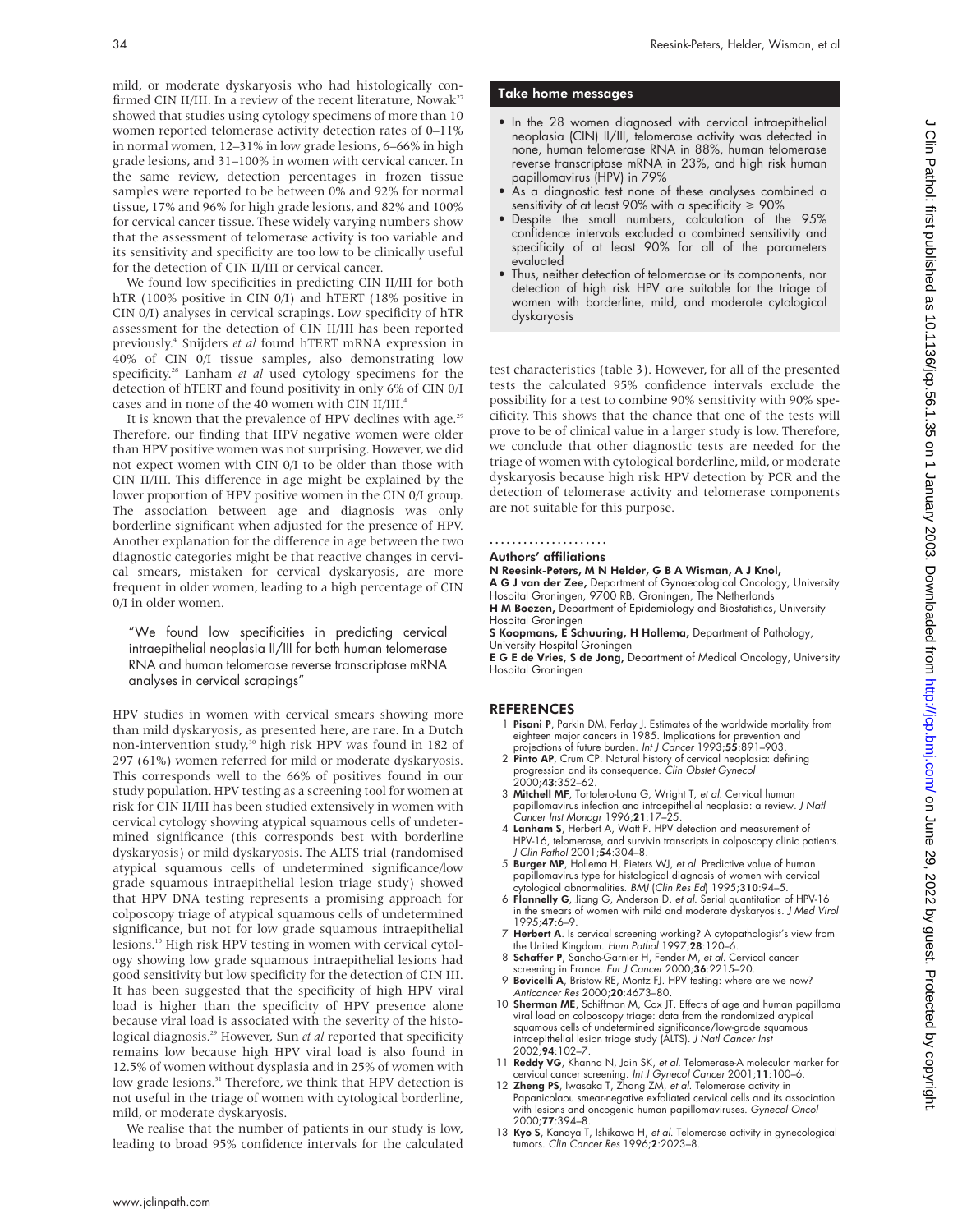mild, or moderate dyskaryosis who had histologically confirmed CIN II/III. In a review of the recent literature, Nowak[27] showed that studies using cytology specimens of more than 10 women reported telomerase activity detection rates of 0–11% in normal women, 12–31% in low grade lesions, 6–66% in high grade lesions, and 31–100% in women with cervical cancer. In the same review, detection percentages in frozen tissue samples were reported to be between 0% and 92% for normal tissue, 17% and 96% for high grade lesions, and 82% and 100% for cervical cancer tissue. These widely varying numbers show that the assessment of telomerase activity is too variable and its sensitivity and specificity are too low to be clinically useful for the detection of CIN II/III or cervical cancer.

We found low specificities in predicting CIN II/III for both hTR (100% positive in CIN 0/I) and hTERT (18% positive in CIN 0/I) analyses in cervical scrapings. Low specificity of hTR assessment for the detection of CIN II/III has been reported previously.[4] Snijders *et al* found hTERT mRNA expression in 40% of CIN 0/I tissue samples, also demonstrating low specificity.[28] Lanham *et al* used cytology specimens for the detection of hTERT and found positivity in only 6% of CIN 0/I cases and in none of the 40 women with CIN II/III.[4]

It is known that the prevalence of HPV declines with age.[29] Therefore, our finding that HPV negative women were older than HPV positive women was not surprising. However, we did not expect women with CIN 0/I to be older than those with CIN II/III. This difference in age might be explained by the lower proportion of HPV positive women in the CIN 0/I group. The association between age and diagnosis was only borderline significant when adjusted for the presence of HPV. Another explanation for the difference in age between the two diagnostic categories might be that reactive changes in cervical smears, mistaken for cervical dyskaryosis, are more frequent in older women, leading to a high percentage of CIN 0/I in older women.

> "We found low specificities in predicting cervical intraepithelial neoplasia II/III for both human telomerase RNA and human telomerase reverse transcriptase mRNA analyses in cervical scrapings"

HPV studies in women with cervical smears showing more than mild dyskaryosis, as presented here, are rare. In a Dutch non-intervention study,[30] high risk HPV was found in 182 of 297 (61%) women referred for mild or moderate dyskaryosis. This corresponds well to the 66% of positives found in our study population. HPV testing as a screening tool for women at risk for CIN II/III has been studied extensively in women with cervical cytology showing atypical squamous cells of undetermined significance (this corresponds best with borderline dyskaryosis) or mild dyskaryosis. The ALTS trial (randomised atypical squamous cells of undetermined significance/low grade squamous intraepithelial lesion triage study) showed that HPV DNA testing represents a promising approach for colposcopy triage of atypical squamous cells of undetermined significance, but not for low grade squamous intraepithelial lesions.[10] High risk HPV testing in women with cervical cytology showing low grade squamous intraepithelial lesions had good sensitivity but low specificity for the detection of CIN III. It has been suggested that the specificity of high HPV viral load is higher than the specificity of HPV presence alone because viral load is associated with the severity of the histological diagnosis.[29] However, Sun *et al* reported that specificity remains low because high HPV viral load is also found in 12.5% of women without dysplasia and in 25% of women with low grade lesions.[31] Therefore, we think that HPV detection is not useful in the triage of women with cytological borderline, mild, or moderate dyskaryosis.

We realise that the number of patients in our study is low, leading to broad 95% confidence intervals for the calculated test characteristics (table 3). However, for all of the presented tests the calculated 95% confidence intervals exclude the possibility for a test to combine 90% sensitivity with 90% specificity. This shows that the chance that one of the tests will prove to be of clinical value in a larger study is low. Therefore, we conclude that other diagnostic tests are needed for the triage of women with cytological borderline, mild, or moderate dyskaryosis because high risk HPV detection by PCR and the detection of telomerase activity and telomerase components are not suitable for this purpose.

### Take home messages

- In the 28 women diagnosed with cervical intraepithelial neoplasia (CIN) II/III, telomerase activity was detected in none, human telomerase RNA in 88%, human telomerase reverse transcriptase mRNA in 23%, and high risk human papillomavirus (HPV) in 79%
- As a diagnostic test none of these analyses combined a sensitivity of at least 90% with a specificity ≥ 90%
- Despite the small numbers, calculation of the 95% confidence intervals excluded a combined sensitivity and specificity of at least 90% for all of the parameters evaluated
- Thus, neither detection of telomerase or its components, nor detection of high risk HPV are suitable for the triage of women with borderline, mild, and moderate cytological dyskaryosis

### Authors' affiliations

**N Reesink-Peters, M N Helder, G B A Wisman, A J Knol, A G J van der Zee,** Department of Gynaecological Oncology, University Hospital Groningen, 9700 RB, Groningen, The Netherlands
**H M Boezen,** Department of Epidemiology and Biostatistics, University Hospital Groningen
**S Koopmans, E Schuuring, H Hollema,** Department of Pathology, University Hospital Groningen
**E G E de Vries, S de Jong,** Department of Medical Oncology, University Hospital Groningen

## REFERENCES

1. **Pisani P**, Parkin DM, Ferlay J. Estimates of the worldwide mortality from eighteen major cancers in 1985. Implications for prevention and projections of future burden. *Int J Cancer* 1993;**55**:891–903.
2. **Pinto AP**, Crum CP. Natural history of cervical neoplasia: defining progression and its consequence. *Clin Obstet Gynecol* 2000;**43**:352–62.
3. **Mitchell MF**, Tortolero-Luna G, Wright T, *et al*. Cervical human papillomavirus infection and intraepithelial neoplasia: a review. *J Natl Cancer Inst Monogr* 1996;**21**:17–25.
4. **Lanham S**, Herbert A, Watt P. HPV detection and measurement of HPV-16, telomerase, and survivin transcripts in colposcopy clinic patients. *J Clin Pathol* 2001;**54**:304–8.
5. **Burger MP**, Hollema H, Pieters WJ, *et al*. Predictive value of human papillomavirus type for histological diagnosis of women with cervical cytological abnormalities. *BMJ* (*Clin Res Ed*) 1995;**310**:94–5.
6. **Flannelly G**, Jiang G, Anderson D, *et al*. Serial quantitation of HPV-16 in the smears of women with mild and moderate dyskaryosis. *J Med Virol* 1995;**47**:6–9.
7. **Herbert A**. Is cervical screening working? A cytopathologist's view from the United Kingdom. *Hum Pathol* 1997;**28**:120–6.
8. **Schaffer P**, Sancho-Garnier H, Fender M, *et al*. Cervical cancer screening in France. *Eur J Cancer* 2000;**36**:2215–20.
9. **Bovicelli A**, Bristow RE, Montz FJ. HPV testing: where are we now? *Anticancer Res* 2000;**20**:4673–80.
10. **Sherman ME**, Schiffman M, Cox JT. Effects of age and human papilloma viral load on colposcopy triage: data from the randomized atypical squamous cells of undetermined significance/low-grade squamous intraepithelial lesion triage study (ALTS). *J Natl Cancer Inst* 2002;**94**:102–7.
11. **Reddy VG**, Khanna N, Jain SK, *et al*. Telomerase-A molecular marker for cervical cancer screening. *Int J Gynecol Cancer* 2001;**11**:100–6.
12. **Zheng PS**, Iwasaka T, Zhang ZM, *et al*. Telomerase activity in Papanicolaou smear-negative exfoliated cervical cells and its association with lesions and oncogenic human papillomaviruses. *Gynecol Oncol* 2000;**77**:394–8.
13. **Kyo S**, Kanaya T, Ishikawa H, *et al*. Telomerase activity in gynecological tumors. *Clin Cancer Res* 1996;**2**:2023–8.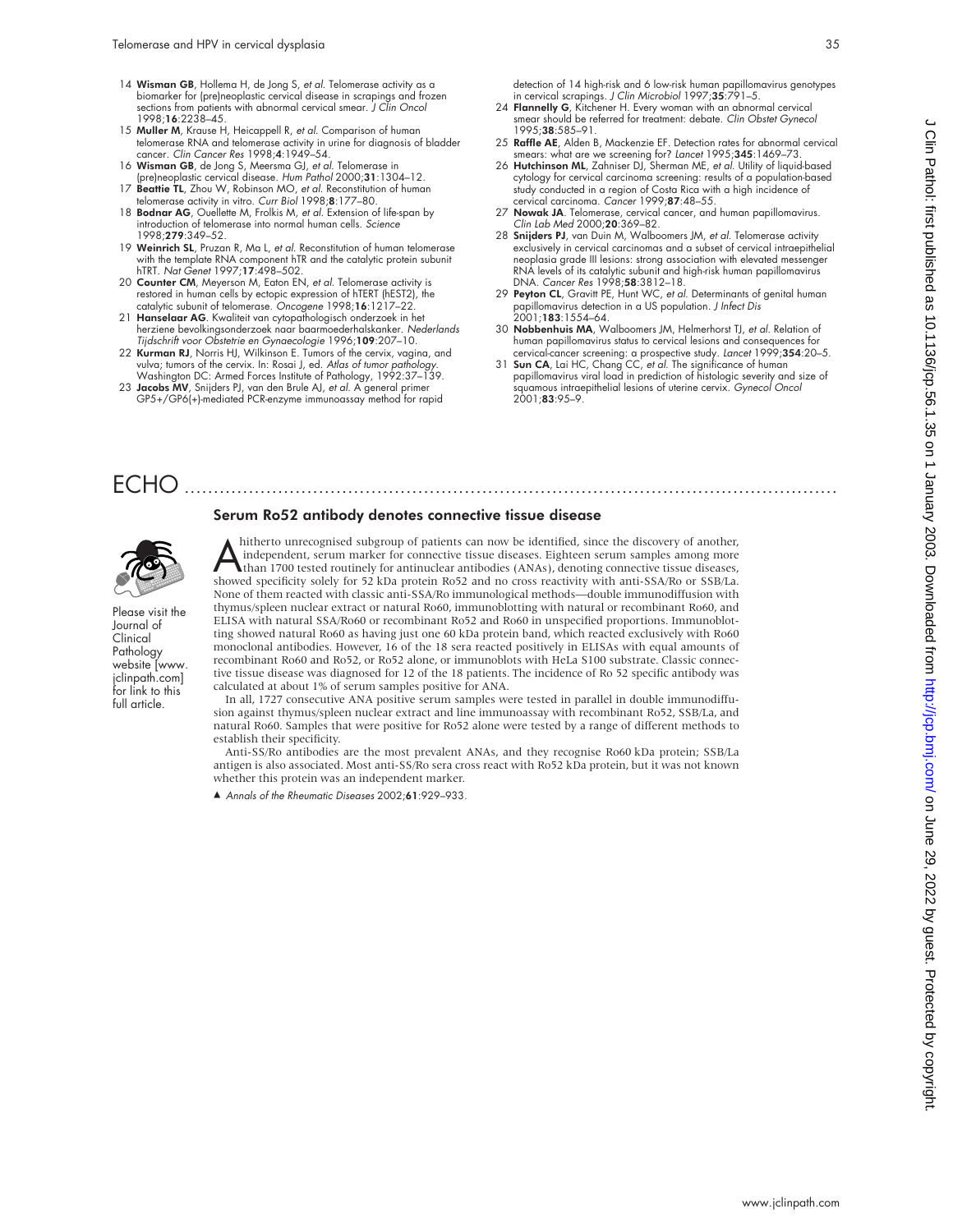14 **Wisman GB**, Hollema H, de Jong S, *et al*. Telomerase activity as a biomarker for (pre)neoplastic cervical disease in scrapings and frozen sections from patients with abnormal cervical smear. *J Clin Oncol* 1998;**16**:2238–45.

15 **Muller M**, Krause H, Heicappell R, *et al*. Comparison of human telomerase RNA and telomerase activity in urine for diagnosis of bladder cancer. *Clin Cancer Res* 1998;**4**:1949–54.

16 **Wisman GB**, de Jong S, Meersma GJ, *et al*. Telomerase in (pre)neoplastic cervical disease. *Hum Pathol* 2000;**31**:1304–12.

17 **Beattie TL**, Zhou W, Robinson MO, *et al*. Reconstitution of human telomerase activity in vitro. *Curr Biol* 1998;**8**:177–80.

18 **Bodnar AG**, Ouellette M, Frolkis M, *et al*. Extension of life-span by introduction of telomerase into normal human cells. *Science* 1998;**279**:349–52.

19 **Weinrich SL**, Pruzan R, Ma L, *et al*. Reconstitution of human telomerase with the template RNA component hTR and the catalytic protein subunit hTRT. *Nat Genet* 1997;**17**:498–502.

20 **Counter CM**, Meyerson M, Eaton EN, *et al*. Telomerase activity is restored in human cells by ectopic expression of hTERT (hEST2), the catalytic subunit of telomerase. *Oncogene* 1998;**16**:1217–22.

21 **Hanselaar AG**. Kwaliteit van cytopathologisch onderzoek in het herziene bevolkingsonderzoek naar baarmoederhalskanker. *Nederlands Tijdschrift voor Obstetrie en Gynaecologie* 1996;**109**:207–10.

22 **Kurman RJ**, Norris HJ, Wilkinson E. Tumors of the cervix, vagina, and vulva; tumors of the cervix. In: Rosai J, ed. *Atlas of tumor pathology*. Washington DC: Armed Forces Institute of Pathology, 1992:37–139.

23 **Jacobs MV**, Snijders PJ, van den Brule AJ, *et al*. A general primer GP5+/GP6(+)-mediated PCR-enzyme immunoassay method for rapid detection of 14 high-risk and 6 low-risk human papillomavirus genotypes in cervical scrapings. *J Clin Microbiol* 1997;**35**:791–5.

24 **Flannelly G**, Kitchener H. Every woman with an abnormal cervical smear should be referred for treatment: debate. *Clin Obstet Gynecol* 1995;**38**:585–91.

25 **Raffle AE**, Alden B, Mackenzie EF. Detection rates for abnormal cervical smears: what are we screening for? *Lancet* 1995;**345**:1469–73.

26 **Hutchinson ML**, Zahniser DJ, Sherman ME, *et al*. Utility of liquid-based cytology for cervical carcinoma screening: results of a population-based study conducted in a region of Costa Rica with a high incidence of cervical carcinoma. *Cancer* 1999;**87**:48–55.

27 **Nowak JA**. Telomerase, cervical cancer, and human papillomavirus. *Clin Lab Med* 2000;**20**:369–82.

28 **Snijders PJ**, van Duin M, Walboomers JM, *et al*. Telomerase activity exclusively in cervical carcinomas and a subset of cervical intraepithelial neoplasia grade III lesions: strong association with elevated messenger RNA levels of its catalytic subunit and high-risk human papillomavirus DNA. *Cancer Res* 1998;**58**:3812–18.

29 **Peyton CL**, Gravitt PE, Hunt WC, *et al*. Determinants of genital human papillomavirus detection in a US population. *J Infect Dis* 2001;**183**:1554–64.

30 **Nobbenhuis MA**, Walboomers JM, Helmerhorst TJ, *et al*. Relation of human papillomavirus status to cervical lesions and consequences for cervical-cancer screening: a prospective study. *Lancet* 1999;**354**:20–5.

31 **Sun CA**, Lai HC, Chang CC, *et al*. The significance of human papillomavirus viral load in prediction of histologic severity and size of squamous intraepithelial lesions of uterine cervix. *Gynecol Oncol* 2001;**83**:95–9.

# ECHO

Please visit the Journal of Clinical Pathology website [www.jclinpath.com] for link to this full article.

## Serum Ro52 antibody denotes connective tissue disease

A hitherto unrecognised subgroup of patients can now be identified, since the discovery of another, independent, serum marker for connective tissue diseases. Eighteen serum samples among more than 1700 tested routinely for antinuclear antibodies (ANAs), denoting connective tissue diseases, showed specificity solely for 52 kDa protein Ro52 and no cross reactivity with anti-SSA/Ro or SSB/La. None of them reacted with classic anti-SSA/Ro immunological methods—double immunodiffusion with thymus/spleen nuclear extract or natural Ro60, immunoblotting with natural or recombinant Ro60, and ELISA with natural SSA/Ro60 or recombinant Ro52 and Ro60 in unspecified proportions. Immunoblotting showed natural Ro60 as having just one 60 kDa protein band, which reacted exclusively with Ro60 monoclonal antibodies. However, 16 of the 18 sera reacted positively in ELISAs with equal amounts of recombinant Ro60 and Ro52, or Ro52 alone, or immunoblots with HeLa S100 substrate. Classic connective tissue disease was diagnosed for 12 of the 18 patients. The incidence of Ro 52 specific antibody was calculated at about 1% of serum samples positive for ANA.

In all, 1727 consecutive ANA positive serum samples were tested in parallel in double immunodiffusion against thymus/spleen nuclear extract and line immunoassay with recombinant Ro52, SSB/La, and natural Ro60. Samples that were positive for Ro52 alone were tested by a range of different methods to establish their specificity.

Anti-SS/Ro antibodies are the most prevalent ANAs, and they recognise Ro60 kDa protein; SSB/La antigen is also associated. Most anti-SS/Ro sera cross react with Ro52 kDa protein, but it was not known whether this protein was an independent marker.

▲ *Annals of the Rheumatic Diseases* 2002;**61**:929–933.